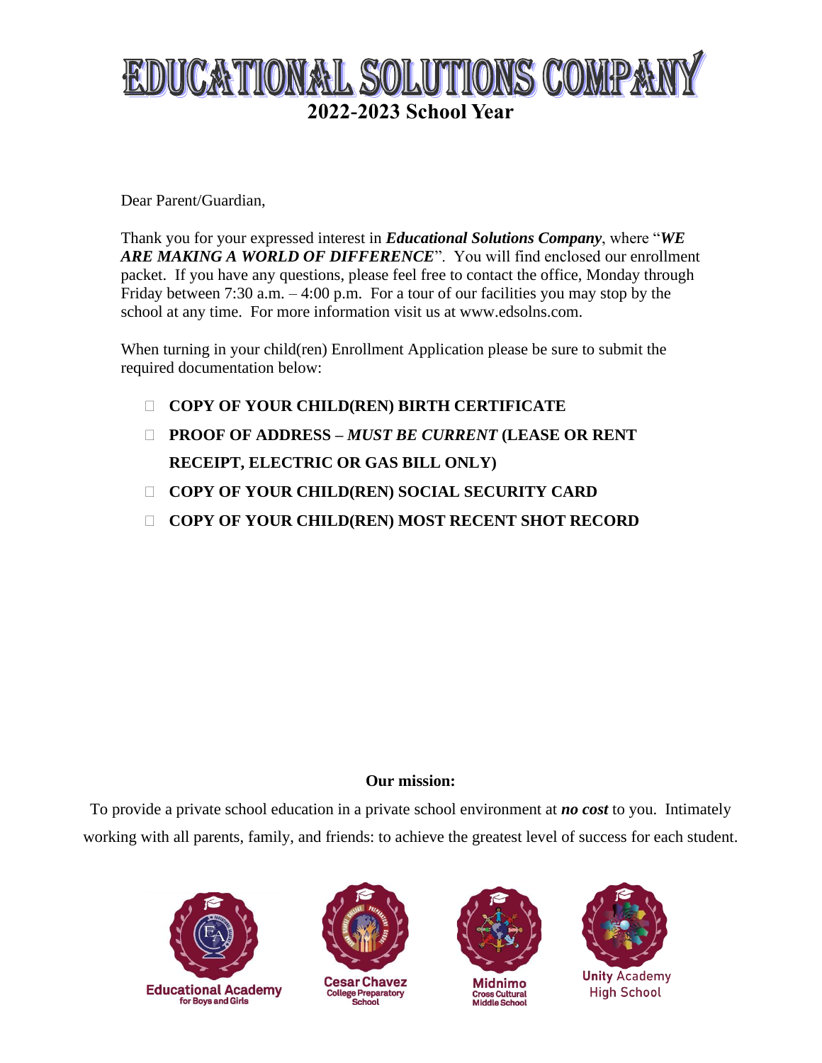# EDUCATIONAL SOLUTIONS COMPANY

## 2022-2023 School Year

Dear Parent/Guardian,

Thank you for your expressed interest in ***Educational Solutions Company***, where "***WE ARE MAKING A WORLD OF DIFFERENCE***". You will find enclosed our enrollment packet. If you have any questions, please feel free to contact the office, Monday through Friday between 7:30 a.m. – 4:00 p.m. For a tour of our facilities you may stop by the school at any time. For more information visit us at www.edsolns.com.

When turning in your child(ren) Enrollment Application please be sure to submit the required documentation below:

- ☐ **COPY OF YOUR CHILD(REN) BIRTH CERTIFICATE**
- ☐ **PROOF OF ADDRESS –** ***MUST BE CURRENT*** **(LEASE OR RENT RECEIPT, ELECTRIC OR GAS BILL ONLY)**
- ☐ **COPY OF YOUR CHILD(REN) SOCIAL SECURITY CARD**
- ☐ **COPY OF YOUR CHILD(REN) MOST RECENT SHOT RECORD**

**Our mission:**

To provide a private school education in a private school environment at ***no cost*** to you. Intimately working with all parents, family, and friends: to achieve the greatest level of success for each student.

Educational Academy for Boys and Girls | Cesar Chavez College Preparatory School | Midnimo Cross Cultural Middle School | Unity Academy High School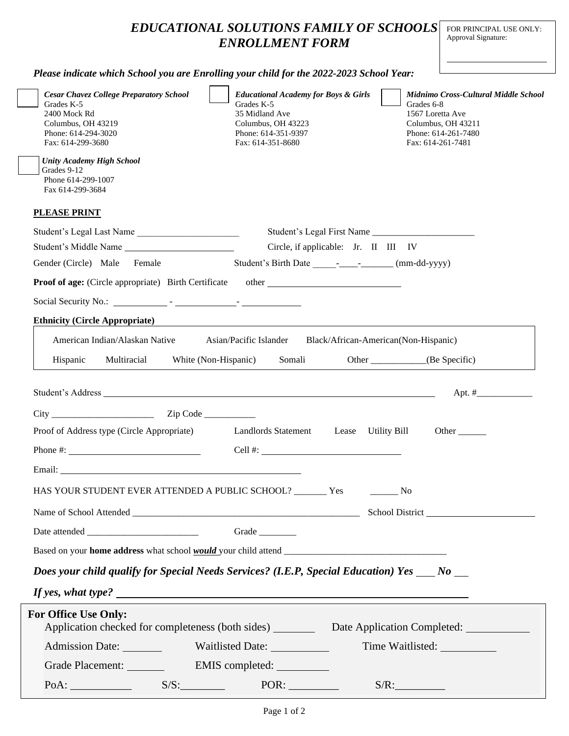# *EDUCATIONAL SOLUTIONS FAMILY OF SCHOOLS ENROLLMENT FORM*

FOR PRINCIPAL USE ONLY:
Approval Signature:

______________________

***Please indicate which School you are Enrolling your child for the 2022-2023 School Year:***

☐ ***Cesar Chavez College Preparatory School***
Grades K-5
2400 Mock Rd
Columbus, OH 43219
Phone: 614-294-3020
Fax: 614-299-3680

☐ ***Educational Academy for Boys & Girls***
Grades K-5
35 Midland Ave
Columbus, OH 43223
Phone: 614-351-9397
Fax: 614-351-8680

☐ ***Midnimo Cross-Cultural Middle School***
Grades 6-8
1567 Loretta Ave
Columbus, OH 43211
Phone: 614-261-7480
Fax: 614-261-7481

☐ ***Unity Academy High School***
Grades 9-12
Phone 614-299-1007
Fax 614-299-3684

**PLEASE PRINT**

Student's Legal Last Name ______________________ Student's Legal First Name ______________________

Student's Middle Name ______________________ Circle, if applicable: Jr. II III IV

Gender (Circle) Male Female Student's Birth Date _____-____-_______ (mm-dd-yyyy)

**Proof of age:** (Circle appropriate) Birth Certificate other ____________________________

Social Security No.: ___________ - ____________- ____________

**Ethnicity (Circle Appropriate)**

American Indian/Alaskan Native Asian/Pacific Islander Black/African-American(Non-Hispanic)

Hispanic Multiracial White (Non-Hispanic) Somali Other ____________(Be Specific)

Student's Address ______________________________________________________________ Apt. #____________

City ______________________ Zip Code ___________

Proof of Address type (Circle Appropriate) Landlords Statement Lease Utility Bill Other ______

Phone #: ____________________________ Cell #: ______________________________

Email: ____________________________________________________

HAS YOUR STUDENT EVER ATTENDED A PUBLIC SCHOOL? _______ Yes ______ No

Name of School Attended __________________________________________________ School District ______________________

Date attended ________________________ Grade ________

Based on your **home address** what school ***would*** your child attend ___________________________________

***Does your child qualify for Special Needs Services? (I.E.P, Special Education) Yes ___ No ___***

***If yes, what type?*** ______________________________________________________________

**For Office Use Only:**

Application checked for completeness (both sides) ________ Date Application Completed: ___________

Admission Date: _______ Waitlisted Date: __________ Time Waitlisted: __________

Grade Placement: _______ EMIS completed: _________

PoA: ___________ S/S:________ POR: _________ S/R:_________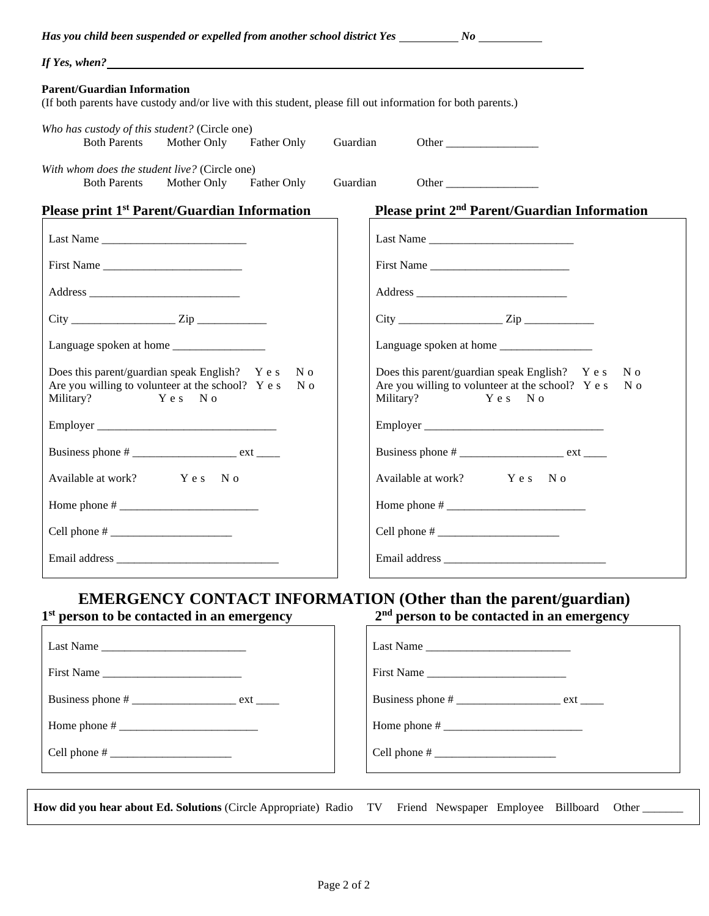*Has you child been suspended or expelled from another school district* ***Yes*** __________ ***No*** ___________

*If Yes, when?* ____________________________________________________________________________________

**Parent/Guardian Information**
(If both parents have custody and/or live with this student, please fill out information for both parents.)

*Who has custody of this student?* (Circle one)
Both Parents  Mother Only  Father Only  Guardian  Other ________________

*With whom does the student live?* (Circle one)
Both Parents  Mother Only  Father Only  Guardian  Other ________________

| Please print 1st Parent/Guardian Information | Please print 2nd Parent/Guardian Information |
|---|---|
| Last Name _________________________ | Last Name _________________________ |
| First Name ________________________ | First Name ________________________ |
| Address __________________________ | Address __________________________ |
| City __________________ Zip ____________ | City __________________ Zip ____________ |
| Language spoken at home ________________ | Language spoken at home ________________ |
| Does this parent/guardian speak English? Yes No | Does this parent/guardian speak English? Yes No |
| Are you willing to volunteer at the school? Yes No | Are you willing to volunteer at the school? Yes No |
| Military? Yes No | Military? Yes No |
| Employer _______________________________ | Employer _______________________________ |
| Business phone # __________________ ext ____ | Business phone # __________________ ext ____ |
| Available at work? Yes No | Available at work? Yes No |
| Home phone # ________________________ | Home phone # ________________________ |
| Cell phone # _____________________ | Cell phone # _____________________ |
| Email address ____________________________ | Email address ____________________________ |

## EMERGENCY CONTACT INFORMATION (Other than the parent/guardian)

| 1st person to be contacted in an emergency | 2nd person to be contacted in an emergency |
|---|---|
| Last Name _________________________ | Last Name _________________________ |
| First Name ________________________ | First Name ________________________ |
| Business phone # __________________ ext ____ | Business phone # __________________ ext ____ |
| Home phone # ________________________ | Home phone # ________________________ |
| Cell phone # _____________________ | Cell phone # _____________________ |

**How did you hear about Ed. Solutions** (Circle Appropriate) Radio  TV  Friend  Newspaper  Employee  Billboard  Other _______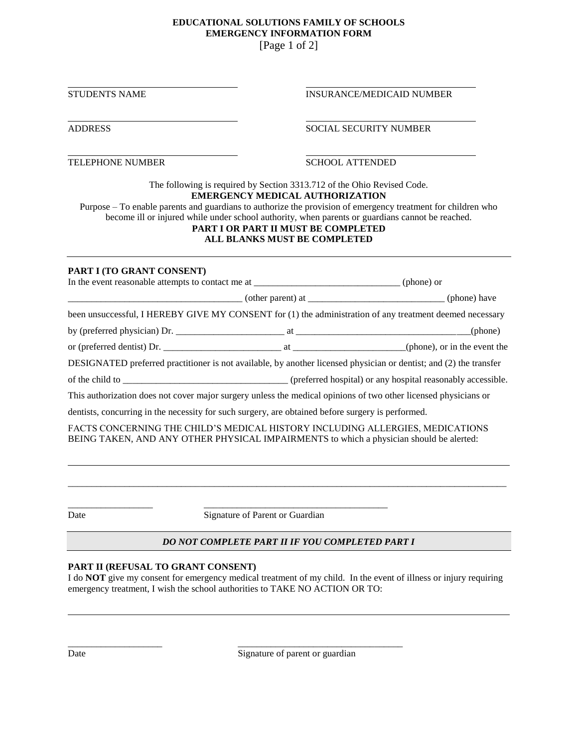**EDUCATIONAL SOLUTIONS FAMILY OF SCHOOLS**
**EMERGENCY INFORMATION FORM**
[Page 1 of 2]

______________________________ STUDENTS NAME

______________________________ INSURANCE/MEDICAID NUMBER

______________________________ ADDRESS

______________________________ SOCIAL SECURITY NUMBER

______________________________ TELEPHONE NUMBER

______________________________ SCHOOL ATTENDED

The following is required by Section 3313.712 of the Ohio Revised Code.

**EMERGENCY MEDICAL AUTHORIZATION**

Purpose – To enable parents and guardians to authorize the provision of emergency treatment for children who become ill or injured while under school authority, when parents or guardians cannot be reached.

**PART I OR PART II MUST BE COMPLETED**
**ALL BLANKS MUST BE COMPLETED**

---

**PART I (TO GRANT CONSENT)**

In the event reasonable attempts to contact me at ______________________________ (phone) or ____________________________________ (other parent) at ____________________________ (phone) have been unsuccessful, I HEREBY GIVE MY CONSENT for (1) the administration of any treatment deemed necessary by (preferred physician) Dr. ______________________ at ___________________________________(phone) or (preferred dentist) Dr. _________________________ at _______________________(phone), or in the event the DESIGNATED preferred practitioner is not available, by another licensed physician or dentist; and (2) the transfer of the child to __________________________________ (preferred hospital) or any hospital reasonably accessible. This authorization does not cover major surgery unless the medical opinions of two other licensed physicians or dentists, concurring in the necessity for such surgery, are obtained before surgery is performed.

FACTS CONCERNING THE CHILD'S MEDICAL HISTORY INCLUDING ALLERGIES, MEDICATIONS BEING TAKEN, AND ANY OTHER PHYSICAL IMPAIRMENTS to which a physician should be alerted:

____________________________________________________________________________________________

____________________________________________________________________________________________

_________________ Date

______________________________________ Signature of Parent or Guardian

***DO NOT COMPLETE PART II IF YOU COMPLETED PART I***

**PART II (REFUSAL TO GRANT CONSENT)**

I do **NOT** give my consent for emergency medical treatment of my child. In the event of illness or injury requiring emergency treatment, I wish the school authorities to TAKE NO ACTION OR TO:

____________________________________________________________________________________________

____________________ Date

___________________________________ Signature of parent or guardian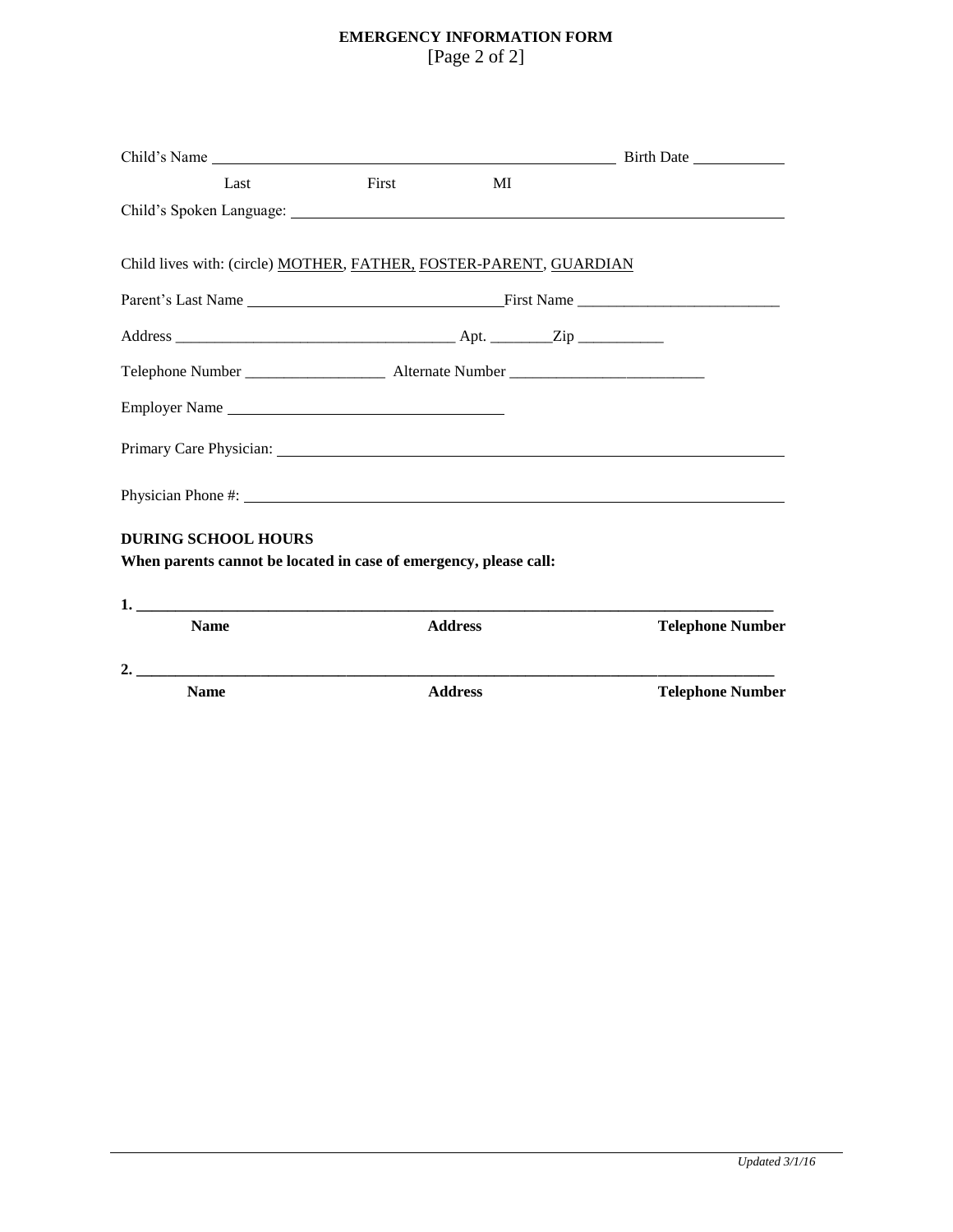# EMERGENCY INFORMATION FORM
[Page 2 of 2]

Child's Name ________________________________________ Birth Date ____________

Last First MI

Child's Spoken Language: ________________________________________________

Child lives with: (circle) MOTHER, FATHER, FOSTER-PARENT, GUARDIAN

Parent's Last Name ________________________________First Name _________________________

Address ___________________________________ Apt. ________Zip ___________

Telephone Number __________________ Alternate Number _________________________

Employer Name __________________________________

Primary Care Physician: ________________________________________________

Physician Phone #: ________________________________________________

**DURING SCHOOL HOURS**

**When parents cannot be located in case of emergency, please call:**

**1.** ________________________________________________________________________________

**Name** **Address** **Telephone Number**

**2.** ________________________________________________________________________________

**Name** **Address** **Telephone Number**

*Updated 3/1/16*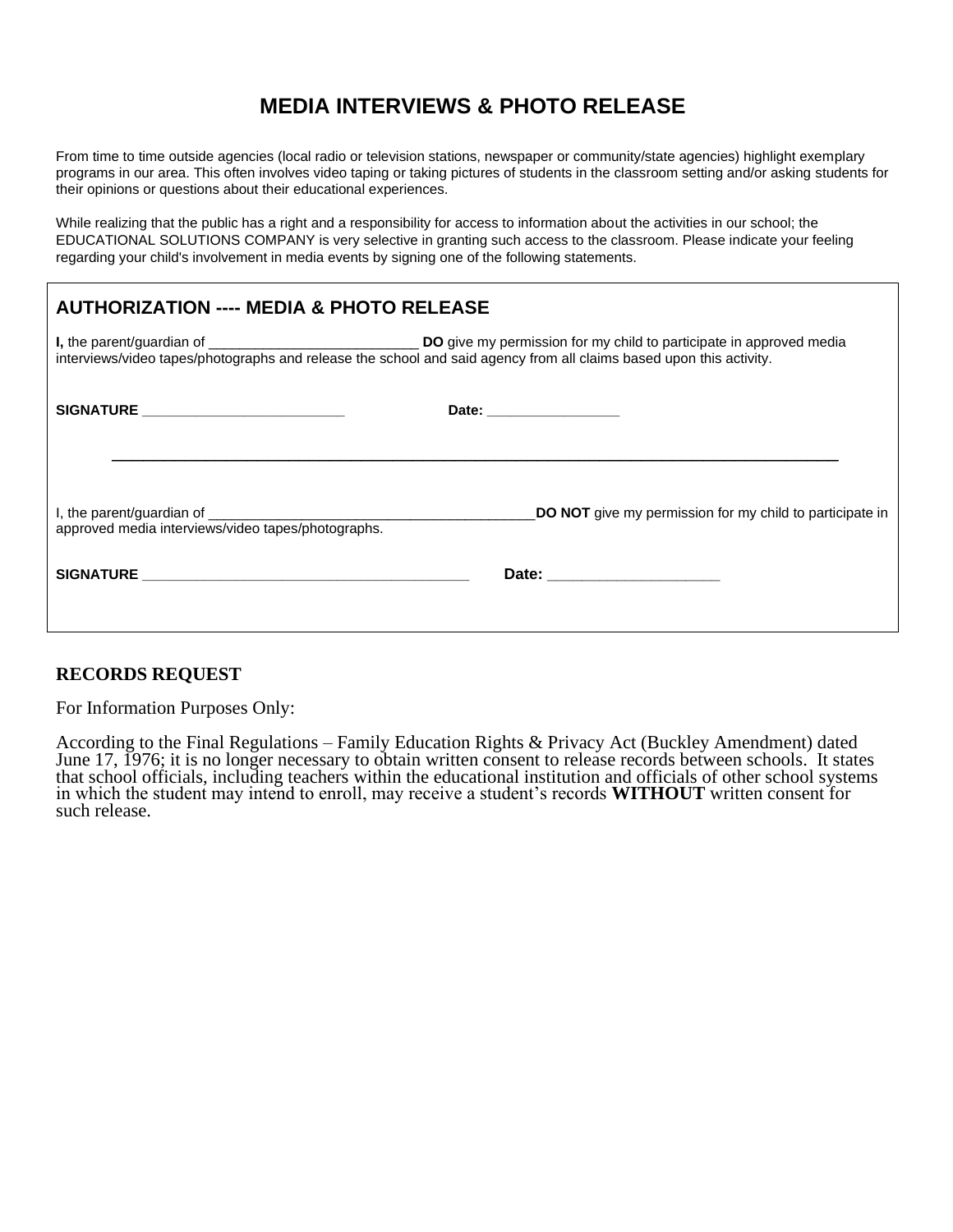# MEDIA INTERVIEWS & PHOTO RELEASE

From time to time outside agencies (local radio or television stations, newspaper or community/state agencies) highlight exemplary programs in our area. This often involves video taping or taking pictures of students in the classroom setting and/or asking students for their opinions or questions about their educational experiences.

While realizing that the public has a right and a responsibility for access to information about the activities in our school; the EDUCATIONAL SOLUTIONS COMPANY is very selective in granting such access to the classroom. Please indicate your feeling regarding your child's involvement in media events by signing one of the following statements.

## AUTHORIZATION ---- MEDIA & PHOTO RELEASE

**I,** the parent/guardian of ___________________________ **DO** give my permission for my child to participate in approved media interviews/video tapes/photographs and release the school and said agency from all claims based upon this activity.

**SIGNATURE** ___________________________ **Date:** _________________

---

I, the parent/guardian of ___________________________________________ **DO NOT** give my permission for my child to participate in approved media interviews/video tapes/photographs.

**SIGNATURE** ___________________________________________ **Date:** _____________________

## RECORDS REQUEST

For Information Purposes Only:

According to the Final Regulations – Family Education Rights & Privacy Act (Buckley Amendment) dated June 17, 1976; it is no longer necessary to obtain written consent to release records between schools. It states that school officials, including teachers within the educational institution and officials of other school systems in which the student may intend to enroll, may receive a student's records **WITHOUT** written consent for such release.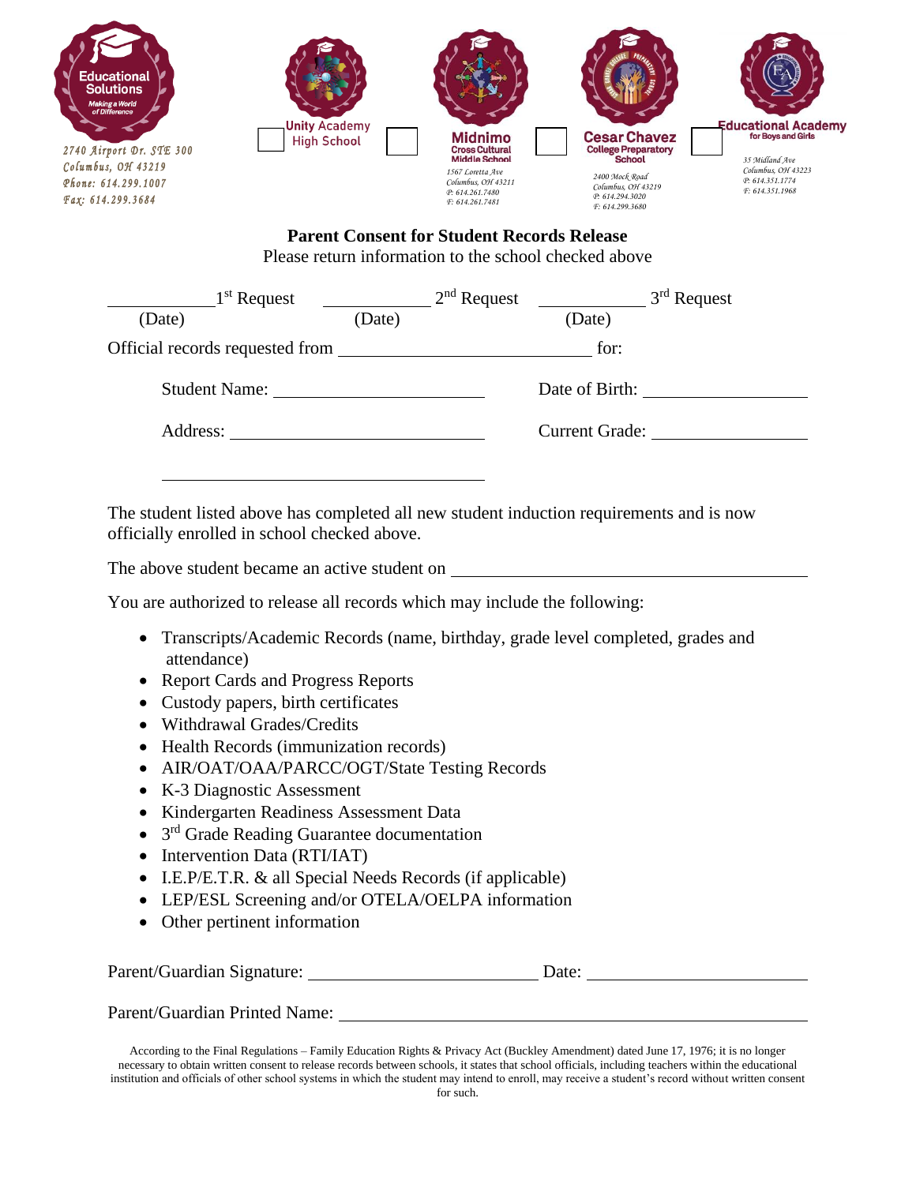Educational Solutions
Making a World of Difference

2740 Airport Dr. STE 300
Columbus, OH 43219
Phone: 614.299.1007
Fax: 614.299.3684

☐ Unity Academy High School

☐ Midnimo Cross Cultural Middle School
1567 Loretta Ave
Columbus, OH 43211
P: 614.261.7480
F: 614.261.7481

☐ Cesar Chavez College Preparatory School
2400 Mock Road
Columbus, OH 43219
P: 614.294.3020
F: 614.299.3680

☐ Educational Academy for Boys and Girls
35 Midland Ave
Columbus, OH 43223
P: 614.351.1774
F: 614.351.1968

## Parent Consent for Student Records Release

Please return information to the school checked above

\_\_\_\_\_\_\_\_\_\_ 1st Request (Date) \_\_\_\_\_\_\_\_\_\_ 2nd Request (Date) \_\_\_\_\_\_\_\_\_\_ 3rd Request (Date)

Official records requested from \_\_\_\_\_\_\_\_\_\_\_\_\_\_\_\_\_\_\_\_ for:

Student Name: \_\_\_\_\_\_\_\_\_\_\_\_\_\_\_\_\_\_\_\_ Date of Birth: \_\_\_\_\_\_\_\_\_\_\_\_\_\_\_\_

Address: \_\_\_\_\_\_\_\_\_\_\_\_\_\_\_\_\_\_\_\_ Current Grade: \_\_\_\_\_\_\_\_\_\_\_\_\_\_\_\_

\_\_\_\_\_\_\_\_\_\_\_\_\_\_\_\_\_\_\_\_

The student listed above has completed all new student induction requirements and is now officially enrolled in school checked above.

The above student became an active student on \_\_\_\_\_\_\_\_\_\_\_\_\_\_\_\_\_\_\_\_

You are authorized to release all records which may include the following:

- Transcripts/Academic Records (name, birthday, grade level completed, grades and attendance)
- Report Cards and Progress Reports
- Custody papers, birth certificates
- Withdrawal Grades/Credits
- Health Records (immunization records)
- AIR/OAT/OAA/PARCC/OGT/State Testing Records
- K-3 Diagnostic Assessment
- Kindergarten Readiness Assessment Data
- 3rd Grade Reading Guarantee documentation
- Intervention Data (RTI/IAT)
- I.E.P/E.T.R. & all Special Needs Records (if applicable)
- LEP/ESL Screening and/or OTELA/OELPA information
- Other pertinent information

Parent/Guardian Signature: \_\_\_\_\_\_\_\_\_\_\_\_\_\_\_\_\_\_\_\_ Date: \_\_\_\_\_\_\_\_\_\_\_\_\_\_\_\_

Parent/Guardian Printed Name: \_\_\_\_\_\_\_\_\_\_\_\_\_\_\_\_\_\_\_\_\_\_\_\_\_\_\_\_\_\_\_\_\_\_\_\_\_\_\_\_

According to the Final Regulations – Family Education Rights & Privacy Act (Buckley Amendment) dated June 17, 1976; it is no longer necessary to obtain written consent to release records between schools, it states that school officials, including teachers within the educational institution and officials of other school systems in which the student may intend to enroll, may receive a student's record without written consent for such.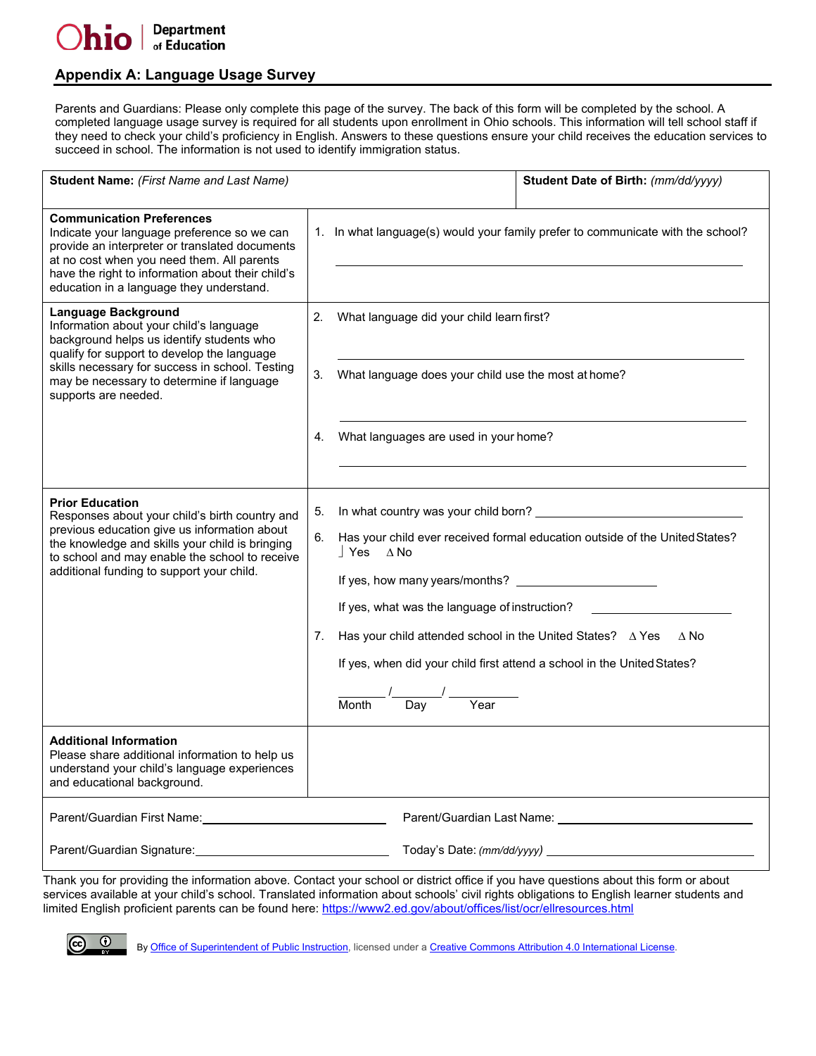Ohio | Department of Education

## Appendix A: Language Usage Survey

Parents and Guardians: Please only complete this page of the survey. The back of this form will be completed by the school. A completed language usage survey is required for all students upon enrollment in Ohio schools. This information will tell school staff if they need to check your child's proficiency in English. Answers to these questions ensure your child receives the education services to succeed in school. The information is not used to identify immigration status.

| **Student Name:** *(First Name and Last Name)* | **Student Date of Birth:** *(mm/dd/yyyy)* |
|---|---|
| **Communication Preferences**<br>Indicate your language preference so we can provide an interpreter or translated documents at no cost when you need them. All parents have the right to information about their child's education in a language they understand. | 1. In what language(s) would your family prefer to communicate with the school?<br>\_\_\_\_\_\_\_\_\_\_\_\_\_\_\_\_\_\_\_\_\_\_\_\_\_\_\_\_\_\_\_\_\_\_\_\_\_\_\_\_ |
| **Language Background**<br>Information about your child's language background helps us identify students who qualify for support to develop the language skills necessary for success in school. Testing may be necessary to determine if language supports are needed. | 2. What language did your child learn first?<br>\_\_\_\_\_\_\_\_\_\_\_\_\_\_\_\_\_\_\_\_\_\_\_\_\_\_\_\_\_\_\_\_\_\_\_\_\_\_\_\_<br>3. What language does your child use the most at home?<br>\_\_\_\_\_\_\_\_\_\_\_\_\_\_\_\_\_\_\_\_\_\_\_\_\_\_\_\_\_\_\_\_\_\_\_\_\_\_\_\_<br>4. What languages are used in your home?<br>\_\_\_\_\_\_\_\_\_\_\_\_\_\_\_\_\_\_\_\_\_\_\_\_\_\_\_\_\_\_\_\_\_\_\_\_\_\_\_\_ |
| **Prior Education**<br>Responses about your child's birth country and previous education give us information about the knowledge and skills your child is bringing to school and may enable the school to receive additional funding to support your child. | 5. In what country was your child born? \_\_\_\_\_\_\_\_\_\_\_\_\_\_\_\_\_\_\_\_<br>6. Has your child ever received formal education outside of the United States? ⌡ Yes ∆ No<br>If yes, how many years/months? \_\_\_\_\_\_\_\_\_\_\_\_\_\_\_\_<br>If yes, what was the language of instruction? \_\_\_\_\_\_\_\_\_\_\_\_\_\_\_\_<br>7. Has your child attended school in the United States? ∆ Yes ∆ No<br>If yes, when did your child first attend a school in the United States?<br>\_\_\_\_\_\_ / \_\_\_\_\_\_ / \_\_\_\_\_\_\_\_<br>Month Day Year |
| **Additional Information**<br>Please share additional information to help us understand your child's language experiences and educational background. | |
| Parent/Guardian First Name: \_\_\_\_\_\_\_\_\_\_\_\_\_\_\_\_\_\_\_\_ | Parent/Guardian Last Name: \_\_\_\_\_\_\_\_\_\_\_\_\_\_\_\_\_\_\_\_ |
| Parent/Guardian Signature: \_\_\_\_\_\_\_\_\_\_\_\_\_\_\_\_\_\_\_\_ | Today's Date: *(mm/dd/yyyy)* \_\_\_\_\_\_\_\_\_\_\_\_\_\_\_\_\_\_\_\_ |

Thank you for providing the information above. Contact your school or district office if you have questions about this form or about services available at your child's school. Translated information about schools' civil rights obligations to English learner students and limited English proficient parents can be found here: https://www2.ed.gov/about/offices/list/ocr/ellresources.html

By Office of Superintendent of Public Instruction, licensed under a Creative Commons Attribution 4.0 International License.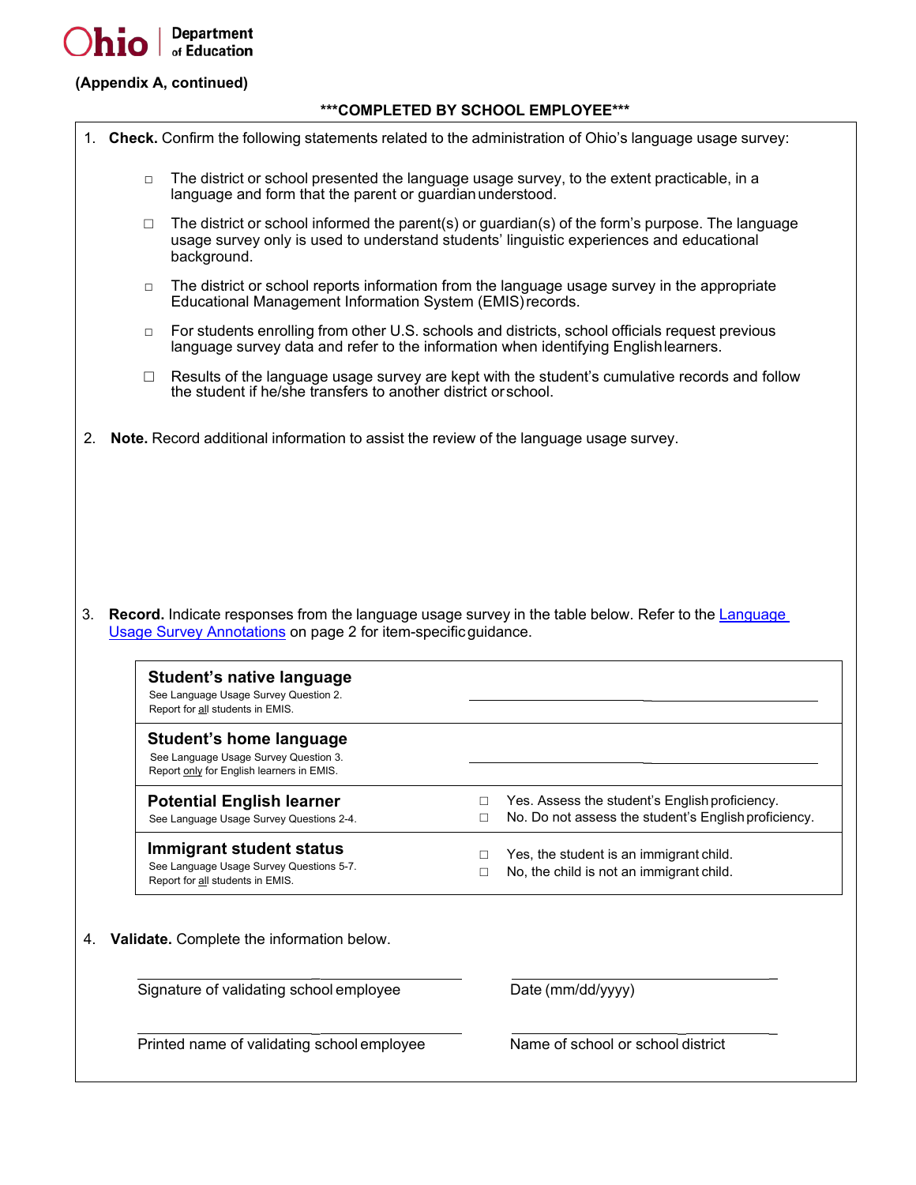(Appendix A, continued)

***COMPLETED BY SCHOOL EMPLOYEE***

1. **Check.** Confirm the following statements related to the administration of Ohio's language usage survey:

   - ☐ The district or school presented the language usage survey, to the extent practicable, in a language and form that the parent or guardian understood.
   - ☐ The district or school informed the parent(s) or guardian(s) of the form's purpose. The language usage survey only is used to understand students' linguistic experiences and educational background.
   - ☐ The district or school reports information from the language usage survey in the appropriate Educational Management Information System (EMIS) records.
   - ☐ For students enrolling from other U.S. schools and districts, school officials request previous language survey data and refer to the information when identifying English learners.
   - ☐ Results of the language usage survey are kept with the student's cumulative records and follow the student if he/she transfers to another district or school.

2. **Note.** Record additional information to assist the review of the language usage survey.

3. **Record.** Indicate responses from the language usage survey in the table below. Refer to the Language Usage Survey Annotations on page 2 for item-specific guidance.

| | |
|---|---|
| **Student's native language**<br>See Language Usage Survey Question 2.<br>Report for all students in EMIS. | ______________________ |
| **Student's home language**<br>See Language Usage Survey Question 3.<br>Report only for English learners in EMIS. | ______________________ |
| **Potential English learner**<br>See Language Usage Survey Questions 2-4. | ☐ Yes. Assess the student's English proficiency.<br>☐ No. Do not assess the student's English proficiency. |
| **Immigrant student status**<br>See Language Usage Survey Questions 5-7.<br>Report for all students in EMIS. | ☐ Yes, the student is an immigrant child.<br>☐ No, the child is not an immigrant child. |

4. **Validate.** Complete the information below.

______________________ ______________________
Signature of validating school employee | Date (mm/dd/yyyy)

______________________ ______________________
Printed name of validating school employee | Name of school or school district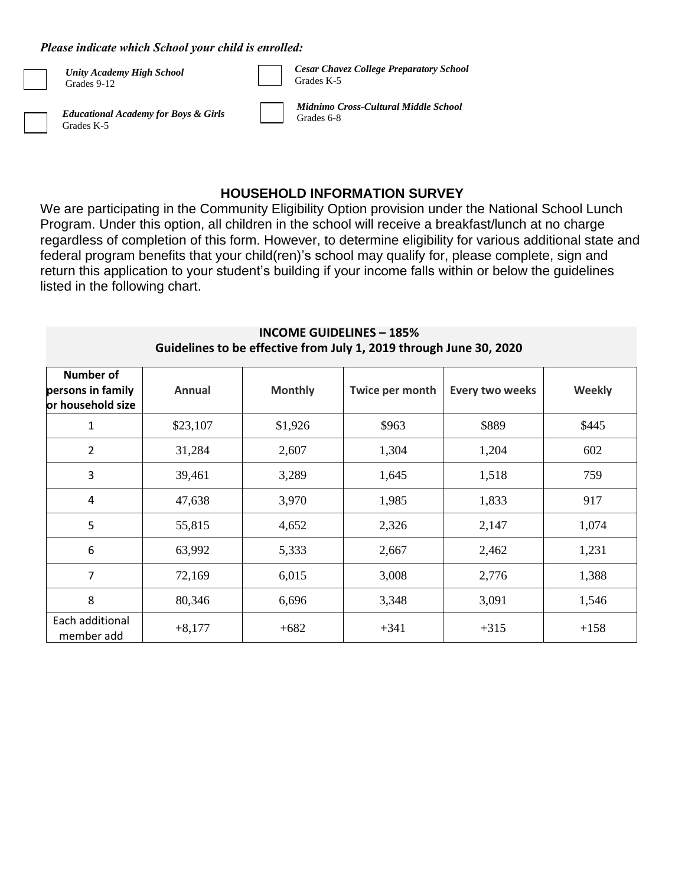***Please indicate which School your child is enrolled:***

☐ ***Unity Academy High School***
Grades 9-12

☐ ***Cesar Chavez College Preparatory School***
Grades K-5

☐ ***Educational Academy for Boys & Girls***
Grades K-5

☐ ***Midnimo Cross-Cultural Middle School***
Grades 6-8

## HOUSEHOLD INFORMATION SURVEY

We are participating in the Community Eligibility Option provision under the National School Lunch Program. Under this option, all children in the school will receive a breakfast/lunch at no charge regardless of completion of this form. However, to determine eligibility for various additional state and federal program benefits that your child(ren)'s school may qualify for, please complete, sign and return this application to your student's building if your income falls within or below the guidelines listed in the following chart.

**INCOME GUIDELINES – 185%**
**Guidelines to be effective from July 1, 2019 through June 30, 2020**

| Number of persons in family or household size | Annual | Monthly | Twice per month | Every two weeks | Weekly |
|---|---|---|---|---|---|
| 1 | $23,107 | $1,926 | $963 | $889 | $445 |
| 2 | 31,284 | 2,607 | 1,304 | 1,204 | 602 |
| 3 | 39,461 | 3,289 | 1,645 | 1,518 | 759 |
| 4 | 47,638 | 3,970 | 1,985 | 1,833 | 917 |
| 5 | 55,815 | 4,652 | 2,326 | 2,147 | 1,074 |
| 6 | 63,992 | 5,333 | 2,667 | 2,462 | 1,231 |
| 7 | 72,169 | 6,015 | 3,008 | 2,776 | 1,388 |
| 8 | 80,346 | 6,696 | 3,348 | 3,091 | 1,546 |
| Each additional member add | +8,177 | +682 | +341 | +315 | +158 |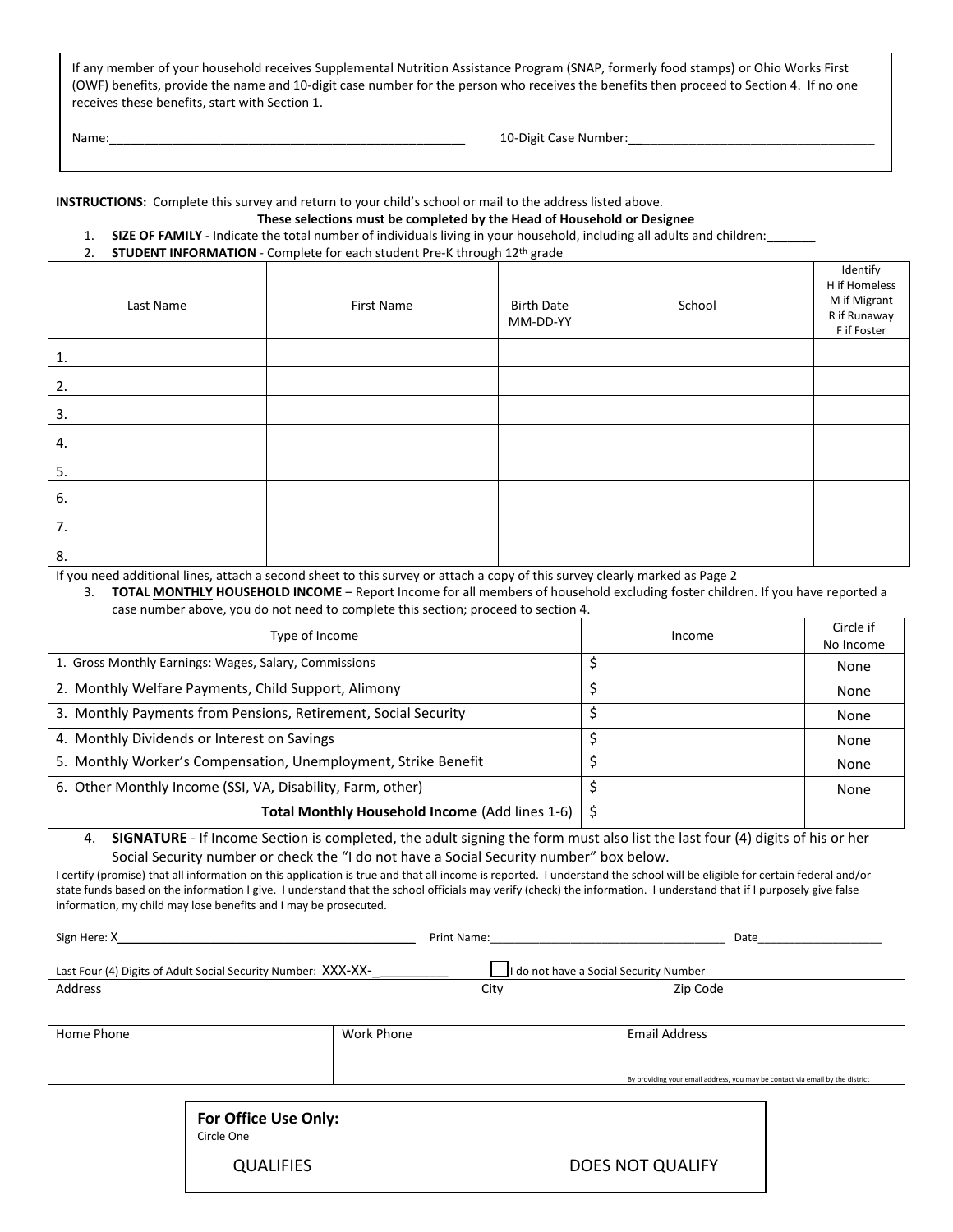If any member of your household receives Supplemental Nutrition Assistance Program (SNAP, formerly food stamps) or Ohio Works First (OWF) benefits, provide the name and 10-digit case number for the person who receives the benefits then proceed to Section 4. If no one receives these benefits, start with Section 1.

Name:_____________________________________________________ 10-Digit Case Number:____________________________________

**INSTRUCTIONS:** Complete this survey and return to your child's school or mail to the address listed above.

**These selections must be completed by the Head of Household or Designee**

1. **SIZE OF FAMILY** - Indicate the total number of individuals living in your household, including all adults and children:_______
2. **STUDENT INFORMATION** - Complete for each student Pre-K through 12th grade

| Last Name | First Name | Birth Date MM-DD-YY | School | Identify H if Homeless M if Migrant R if Runaway F if Foster |
|---|---|---|---|---|
| 1. | | | | |
| 2. | | | | |
| 3. | | | | |
| 4. | | | | |
| 5. | | | | |
| 6. | | | | |
| 7. | | | | |
| 8. | | | | |

If you need additional lines, attach a second sheet to this survey or attach a copy of this survey clearly marked as Page 2

3. **TOTAL MONTHLY HOUSEHOLD INCOME** – Report Income for all members of household excluding foster children. If you have reported a case number above, you do not need to complete this section; proceed to section 4.

| Type of Income | Income | Circle if No Income |
|---|---|---|
| 1. Gross Monthly Earnings: Wages, Salary, Commissions | $ | None |
| 2. Monthly Welfare Payments, Child Support, Alimony | $ | None |
| 3. Monthly Payments from Pensions, Retirement, Social Security | $ | None |
| 4. Monthly Dividends or Interest on Savings | $ | None |
| 5. Monthly Worker's Compensation, Unemployment, Strike Benefit | $ | None |
| 6. Other Monthly Income (SSI, VA, Disability, Farm, other) | $ | None |
| **Total Monthly Household Income** (Add lines 1-6) | $ | |

4. **SIGNATURE** - If Income Section is completed, the adult signing the form must also list the last four (4) digits of his or her Social Security number or check the "I do not have a Social Security number" box below.

I certify (promise) that all information on this application is true and that all income is reported. I understand the school will be eligible for certain federal and/or state funds based on the information I give. I understand that the school officials may verify (check) the information. I understand that if I purposely give false information, my child may lose benefits and I may be prosecuted.

Sign Here: X_____________________________________________ Print Name:______________________________________ Date____________________

Last Four (4) Digits of Adult Social Security Number: XXX-XX-___________ ☐ I do not have a Social Security Number

| Address | City | Zip Code |
|---|---|---|
| | | |

| Home Phone | Work Phone | Email Address |
|---|---|---|
| | | By providing your email address, you may be contact via email by the district |

**For Office Use Only:**

Circle One

QUALIFIES DOES NOT QUALIFY